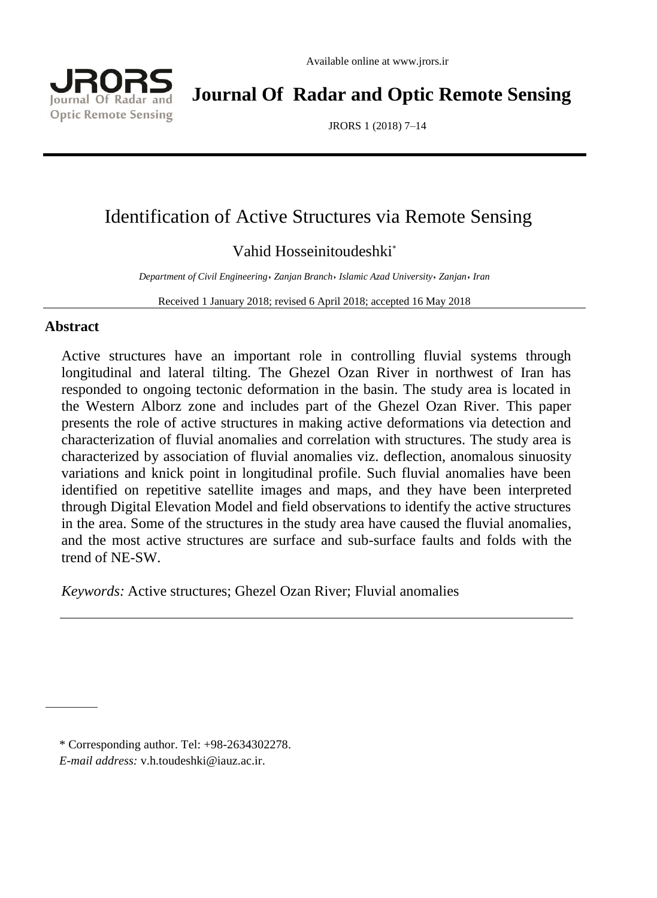# Identification of Active Structures via Remote Sensing

Vahid Hosseinitoudeshki*

*Department of Civil Engineering, Zanjan Branch, Islamic Azad University, Zanjan, Iran*

Received 1 January 2018; revised 6 April 2018; accepted 16 May 2018

## Abstract

Active structures have an important role in controlling fluvial systems through longitudinal and lateral tilting. The Ghezel Ozan River in northwest of Iran has responded to ongoing tectonic deformation in the basin. The study area is located in the Western Alborz zone and includes part of the Ghezel Ozan River. This paper presents the role of active structures in making active deformations via detection and characterization of fluvial anomalies and correlation with structures. The study area is characterized by association of fluvial anomalies viz. deflection, anomalous sinuosity variations and knick point in longitudinal profile. Such fluvial anomalies have been identified on repetitive satellite images and maps, and they have been interpreted through Digital Elevation Model and field observations to identify the active structures in the area. Some of the structures in the study area have caused the fluvial anomalies, and the most active structures are surface and sub-surface faults and folds with the trend of NE-SW.

*Keywords:* Active structures; Ghezel Ozan River; Fluvial anomalies

---

* Corresponding author. Tel: +98-2634302278.
*E-mail address:* v.h.toudeshki@iauz.ac.ir.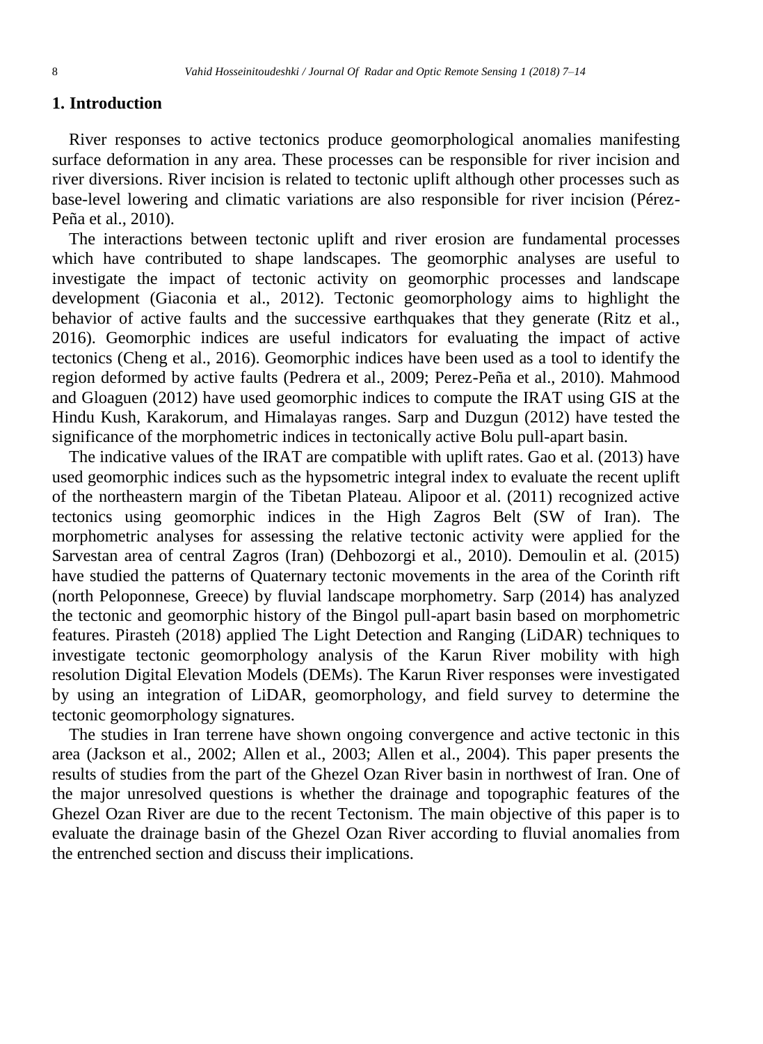## 1. Introduction

River responses to active tectonics produce geomorphological anomalies manifesting surface deformation in any area. These processes can be responsible for river incision and river diversions. River incision is related to tectonic uplift although other processes such as base-level lowering and climatic variations are also responsible for river incision (Pérez-Peña et al., 2010).

The interactions between tectonic uplift and river erosion are fundamental processes which have contributed to shape landscapes. The geomorphic analyses are useful to investigate the impact of tectonic activity on geomorphic processes and landscape development (Giaconia et al., 2012). Tectonic geomorphology aims to highlight the behavior of active faults and the successive earthquakes that they generate (Ritz et al., 2016). Geomorphic indices are useful indicators for evaluating the impact of active tectonics (Cheng et al., 2016). Geomorphic indices have been used as a tool to identify the region deformed by active faults (Pedrera et al., 2009; Perez-Peña et al., 2010). Mahmood and Gloaguen (2012) have used geomorphic indices to compute the IRAT using GIS at the Hindu Kush, Karakorum, and Himalayas ranges. Sarp and Duzgun (2012) have tested the significance of the morphometric indices in tectonically active Bolu pull-apart basin.

The indicative values of the IRAT are compatible with uplift rates. Gao et al. (2013) have used geomorphic indices such as the hypsometric integral index to evaluate the recent uplift of the northeastern margin of the Tibetan Plateau. Alipoor et al. (2011) recognized active tectonics using geomorphic indices in the High Zagros Belt (SW of Iran). The morphometric analyses for assessing the relative tectonic activity were applied for the Sarvestan area of central Zagros (Iran) (Dehbozorgi et al., 2010). Demoulin et al. (2015) have studied the patterns of Quaternary tectonic movements in the area of the Corinth rift (north Peloponnese, Greece) by fluvial landscape morphometry. Sarp (2014) has analyzed the tectonic and geomorphic history of the Bingol pull-apart basin based on morphometric features. Pirasteh (2018) applied The Light Detection and Ranging (LiDAR) techniques to investigate tectonic geomorphology analysis of the Karun River mobility with high resolution Digital Elevation Models (DEMs). The Karun River responses were investigated by using an integration of LiDAR, geomorphology, and field survey to determine the tectonic geomorphology signatures.

The studies in Iran terrene have shown ongoing convergence and active tectonic in this area (Jackson et al., 2002; Allen et al., 2003; Allen et al., 2004). This paper presents the results of studies from the part of the Ghezel Ozan River basin in northwest of Iran. One of the major unresolved questions is whether the drainage and topographic features of the Ghezel Ozan River are due to the recent Tectonism. The main objective of this paper is to evaluate the drainage basin of the Ghezel Ozan River according to fluvial anomalies from the entrenched section and discuss their implications.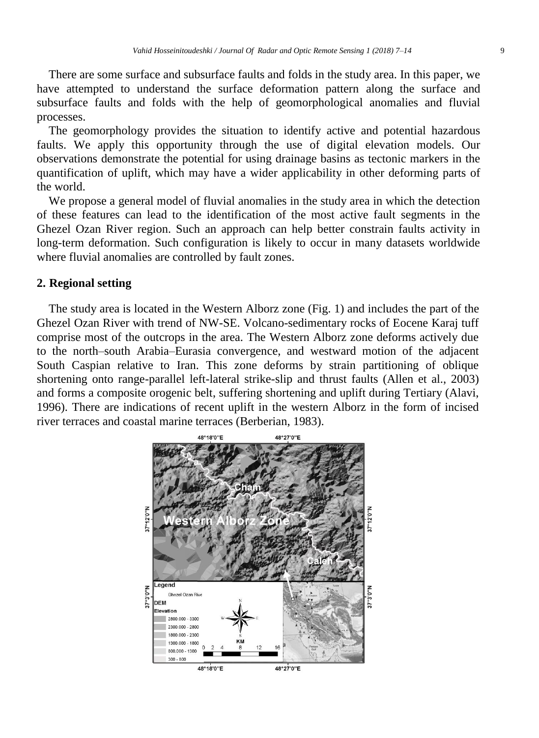There are some surface and subsurface faults and folds in the study area. In this paper, we have attempted to understand the surface deformation pattern along the surface and subsurface faults and folds with the help of geomorphological anomalies and fluvial processes.

The geomorphology provides the situation to identify active and potential hazardous faults. We apply this opportunity through the use of digital elevation models. Our observations demonstrate the potential for using drainage basins as tectonic markers in the quantification of uplift, which may have a wider applicability in other deforming parts of the world.

We propose a general model of fluvial anomalies in the study area in which the detection of these features can lead to the identification of the most active fault segments in the Ghezel Ozan River region. Such an approach can help better constrain faults activity in long-term deformation. Such configuration is likely to occur in many datasets worldwide where fluvial anomalies are controlled by fault zones.

## 2. Regional setting

The study area is located in the Western Alborz zone (Fig. 1) and includes the part of the Ghezel Ozan River with trend of NW-SE. Volcano-sedimentary rocks of Eocene Karaj tuff comprise most of the outcrops in the area. The Western Alborz zone deforms actively due to the north–south Arabia–Eurasia convergence, and westward motion of the adjacent South Caspian relative to Iran. This zone deforms by strain partitioning of oblique shortening onto range-parallel left-lateral strike-slip and thrust faults (Allen et al., 2003) and forms a composite orogenic belt, suffering shortening and uplift during Tertiary (Alavi, 1996). There are indications of recent uplift in the western Alborz in the form of incised river terraces and coastal marine terraces (Berberian, 1983).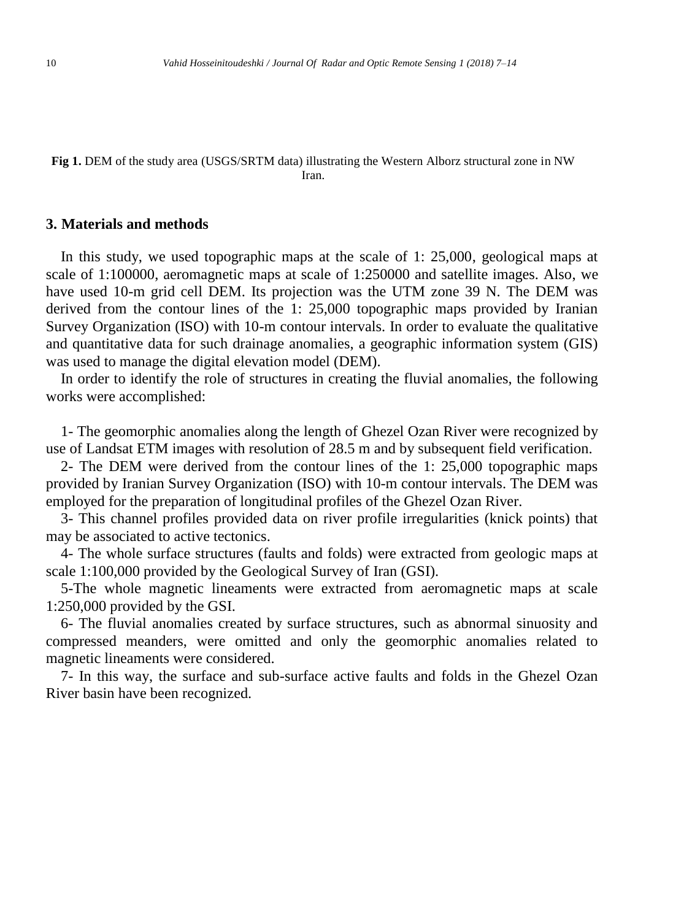**Fig 1.** DEM of the study area (USGS/SRTM data) illustrating the Western Alborz structural zone in NW Iran.

## 3. Materials and methods

In this study, we used topographic maps at the scale of 1: 25,000, geological maps at scale of 1:100000, aeromagnetic maps at scale of 1:250000 and satellite images. Also, we have used 10-m grid cell DEM. Its projection was the UTM zone 39 N. The DEM was derived from the contour lines of the 1: 25,000 topographic maps provided by Iranian Survey Organization (ISO) with 10-m contour intervals. In order to evaluate the qualitative and quantitative data for such drainage anomalies, a geographic information system (GIS) was used to manage the digital elevation model (DEM).

In order to identify the role of structures in creating the fluvial anomalies, the following works were accomplished:

1- The geomorphic anomalies along the length of Ghezel Ozan River were recognized by use of Landsat ETM images with resolution of 28.5 m and by subsequent field verification.

2- The DEM were derived from the contour lines of the 1: 25,000 topographic maps provided by Iranian Survey Organization (ISO) with 10-m contour intervals. The DEM was employed for the preparation of longitudinal profiles of the Ghezel Ozan River.

3- This channel profiles provided data on river profile irregularities (knick points) that may be associated to active tectonics.

4- The whole surface structures (faults and folds) were extracted from geologic maps at scale 1:100,000 provided by the Geological Survey of Iran (GSI).

5-The whole magnetic lineaments were extracted from aeromagnetic maps at scale 1:250,000 provided by the GSI.

6- The fluvial anomalies created by surface structures, such as abnormal sinuosity and compressed meanders, were omitted and only the geomorphic anomalies related to magnetic lineaments were considered.

7- In this way, the surface and sub-surface active faults and folds in the Ghezel Ozan River basin have been recognized.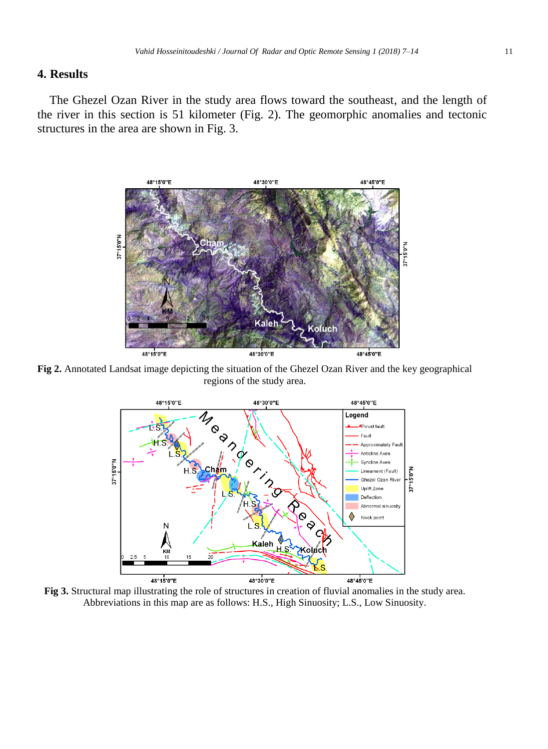## 4. Results

The Ghezel Ozan River in the study area flows toward the southeast, and the length of the river in this section is 51 kilometer (Fig. 2). The geomorphic anomalies and tectonic structures in the area are shown in Fig. 3.

**Fig 2.** Annotated Landsat image depicting the situation of the Ghezel Ozan River and the key geographical regions of the study area.

**Fig 3.** Structural map illustrating the role of structures in creation of fluvial anomalies in the study area. Abbreviations in this map are as follows: H.S., High Sinuosity; L.S., Low Sinuosity.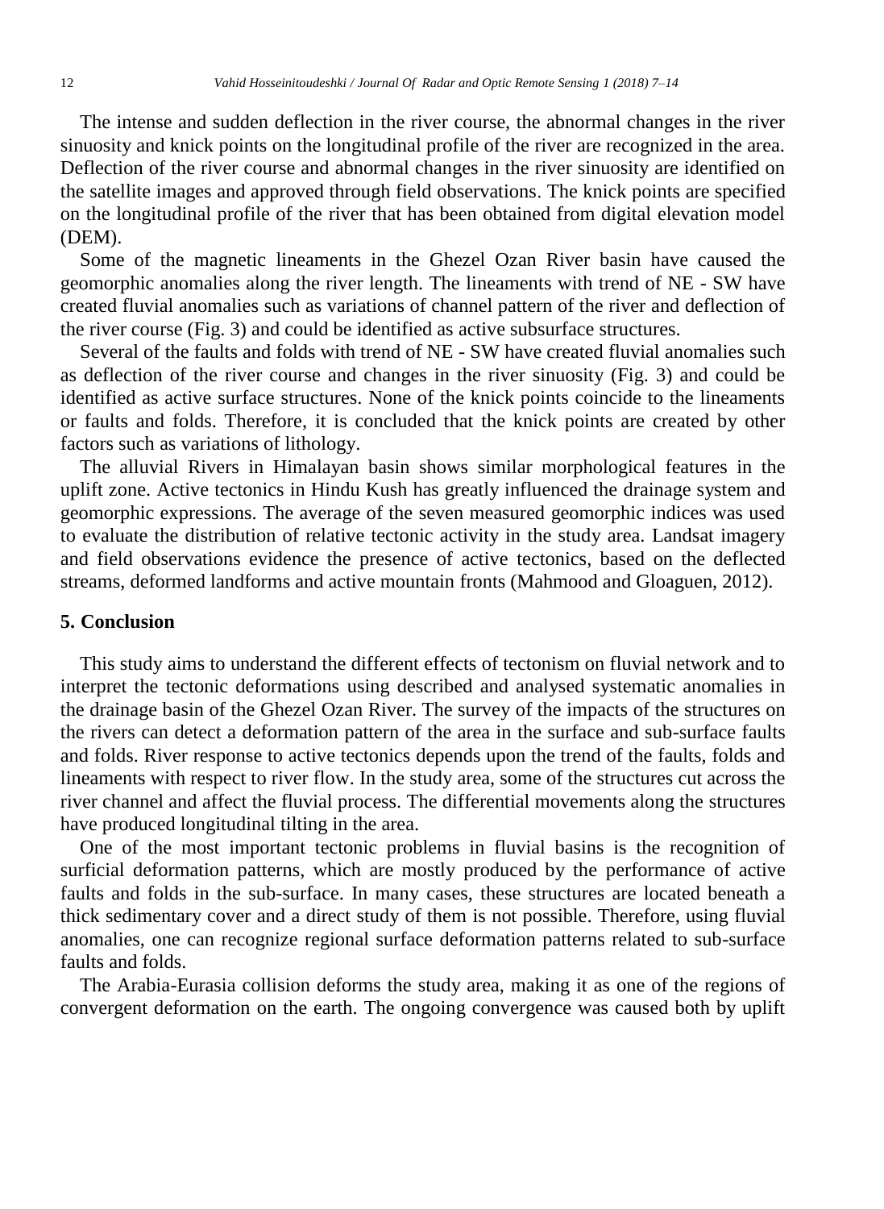The intense and sudden deflection in the river course, the abnormal changes in the river sinuosity and knick points on the longitudinal profile of the river are recognized in the area. Deflection of the river course and abnormal changes in the river sinuosity are identified on the satellite images and approved through field observations. The knick points are specified on the longitudinal profile of the river that has been obtained from digital elevation model (DEM).

Some of the magnetic lineaments in the Ghezel Ozan River basin have caused the geomorphic anomalies along the river length. The lineaments with trend of NE - SW have created fluvial anomalies such as variations of channel pattern of the river and deflection of the river course (Fig. 3) and could be identified as active subsurface structures.

Several of the faults and folds with trend of NE - SW have created fluvial anomalies such as deflection of the river course and changes in the river sinuosity (Fig. 3) and could be identified as active surface structures. None of the knick points coincide to the lineaments or faults and folds. Therefore, it is concluded that the knick points are created by other factors such as variations of lithology.

The alluvial Rivers in Himalayan basin shows similar morphological features in the uplift zone. Active tectonics in Hindu Kush has greatly influenced the drainage system and geomorphic expressions. The average of the seven measured geomorphic indices was used to evaluate the distribution of relative tectonic activity in the study area. Landsat imagery and field observations evidence the presence of active tectonics, based on the deflected streams, deformed landforms and active mountain fronts (Mahmood and Gloaguen, 2012).

## 5. Conclusion

This study aims to understand the different effects of tectonism on fluvial network and to interpret the tectonic deformations using described and analysed systematic anomalies in the drainage basin of the Ghezel Ozan River. The survey of the impacts of the structures on the rivers can detect a deformation pattern of the area in the surface and sub-surface faults and folds. River response to active tectonics depends upon the trend of the faults, folds and lineaments with respect to river flow. In the study area, some of the structures cut across the river channel and affect the fluvial process. The differential movements along the structures have produced longitudinal tilting in the area.

One of the most important tectonic problems in fluvial basins is the recognition of surficial deformation patterns, which are mostly produced by the performance of active faults and folds in the sub-surface. In many cases, these structures are located beneath a thick sedimentary cover and a direct study of them is not possible. Therefore, using fluvial anomalies, one can recognize regional surface deformation patterns related to sub-surface faults and folds.

The Arabia-Eurasia collision deforms the study area, making it as one of the regions of convergent deformation on the earth. The ongoing convergence was caused both by uplift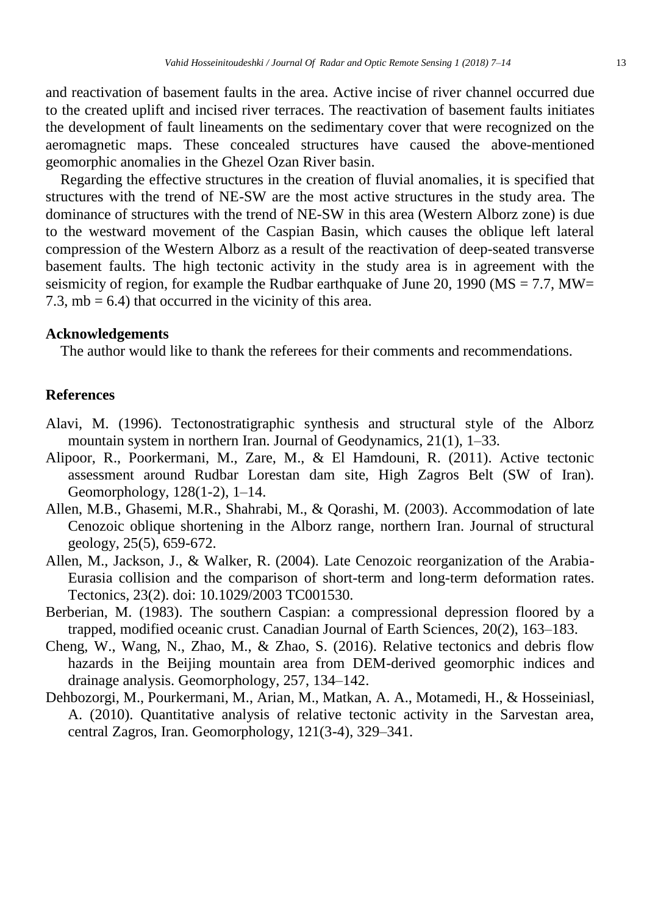and reactivation of basement faults in the area. Active incise of river channel occurred due to the created uplift and incised river terraces. The reactivation of basement faults initiates the development of fault lineaments on the sedimentary cover that were recognized on the aeromagnetic maps. These concealed structures have caused the above-mentioned geomorphic anomalies in the Ghezel Ozan River basin.

Regarding the effective structures in the creation of fluvial anomalies, it is specified that structures with the trend of NE-SW are the most active structures in the study area. The dominance of structures with the trend of NE-SW in this area (Western Alborz zone) is due to the westward movement of the Caspian Basin, which causes the oblique left lateral compression of the Western Alborz as a result of the reactivation of deep-seated transverse basement faults. The high tectonic activity in the study area is in agreement with the seismicity of region, for example the Rudbar earthquake of June 20, 1990 (MS = 7.7, MW= 7.3, mb = 6.4) that occurred in the vicinity of this area.

## Acknowledgements

The author would like to thank the referees for their comments and recommendations.

## References

Alavi, M. (1996). Tectonostratigraphic synthesis and structural style of the Alborz mountain system in northern Iran. Journal of Geodynamics, 21(1), 1–33.

Alipoor, R., Poorkermani, M., Zare, M., & El Hamdouni, R. (2011). Active tectonic assessment around Rudbar Lorestan dam site, High Zagros Belt (SW of Iran). Geomorphology, 128(1-2), 1–14.

Allen, M.B., Ghasemi, M.R., Shahrabi, M., & Qorashi, M. (2003). Accommodation of late Cenozoic oblique shortening in the Alborz range, northern Iran. Journal of structural geology, 25(5), 659-672.

Allen, M., Jackson, J., & Walker, R. (2004). Late Cenozoic reorganization of the Arabia-Eurasia collision and the comparison of short-term and long-term deformation rates. Tectonics, 23(2). doi: 10.1029/2003 TC001530.

Berberian, M. (1983). The southern Caspian: a compressional depression floored by a trapped, modified oceanic crust. Canadian Journal of Earth Sciences, 20(2), 163–183.

Cheng, W., Wang, N., Zhao, M., & Zhao, S. (2016). Relative tectonics and debris flow hazards in the Beijing mountain area from DEM-derived geomorphic indices and drainage analysis. Geomorphology, 257, 134–142.

Dehbozorgi, M., Pourkermani, M., Arian, M., Matkan, A. A., Motamedi, H., & Hosseiniasl, A. (2010). Quantitative analysis of relative tectonic activity in the Sarvestan area, central Zagros, Iran. Geomorphology, 121(3-4), 329–341.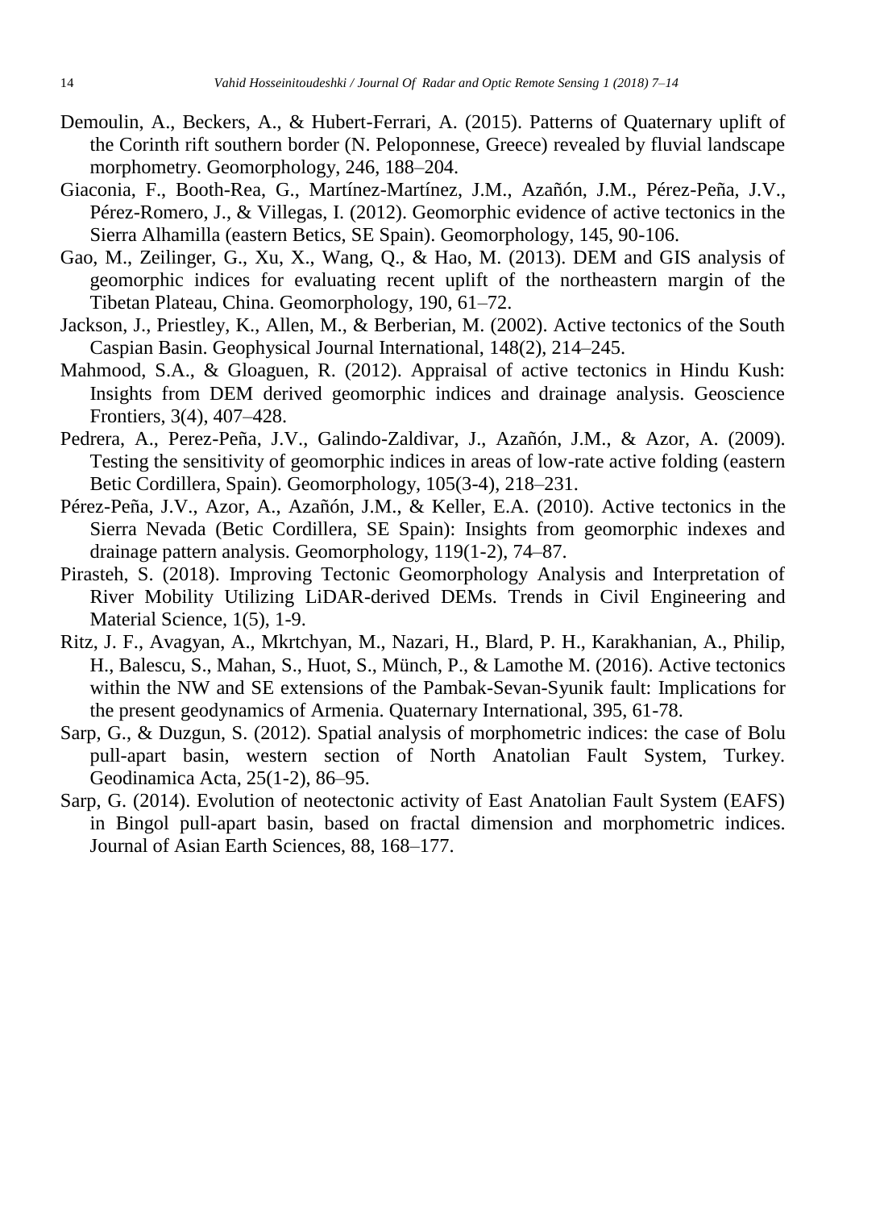Demoulin, A., Beckers, A., & Hubert-Ferrari, A. (2015). Patterns of Quaternary uplift of the Corinth rift southern border (N. Peloponnese, Greece) revealed by fluvial landscape morphometry. Geomorphology, 246, 188–204.

Giaconia, F., Booth-Rea, G., Martínez-Martínez, J.M., Azañón, J.M., Pérez-Peña, J.V., Pérez-Romero, J., & Villegas, I. (2012). Geomorphic evidence of active tectonics in the Sierra Alhamilla (eastern Betics, SE Spain). Geomorphology, 145, 90-106.

Gao, M., Zeilinger, G., Xu, X., Wang, Q., & Hao, M. (2013). DEM and GIS analysis of geomorphic indices for evaluating recent uplift of the northeastern margin of the Tibetan Plateau, China. Geomorphology, 190, 61–72.

Jackson, J., Priestley, K., Allen, M., & Berberian, M. (2002). Active tectonics of the South Caspian Basin. Geophysical Journal International, 148(2), 214–245.

Mahmood, S.A., & Gloaguen, R. (2012). Appraisal of active tectonics in Hindu Kush: Insights from DEM derived geomorphic indices and drainage analysis. Geoscience Frontiers, 3(4), 407–428.

Pedrera, A., Perez-Peña, J.V., Galindo-Zaldivar, J., Azañón, J.M., & Azor, A. (2009). Testing the sensitivity of geomorphic indices in areas of low-rate active folding (eastern Betic Cordillera, Spain). Geomorphology, 105(3-4), 218–231.

Pérez-Peña, J.V., Azor, A., Azañón, J.M., & Keller, E.A. (2010). Active tectonics in the Sierra Nevada (Betic Cordillera, SE Spain): Insights from geomorphic indexes and drainage pattern analysis. Geomorphology, 119(1-2), 74–87.

Pirasteh, S. (2018). Improving Tectonic Geomorphology Analysis and Interpretation of River Mobility Utilizing LiDAR-derived DEMs. Trends in Civil Engineering and Material Science, 1(5), 1-9.

Ritz, J. F., Avagyan, A., Mkrtchyan, M., Nazari, H., Blard, P. H., Karakhanian, A., Philip, H., Balescu, S., Mahan, S., Huot, S., Münch, P., & Lamothe M. (2016). Active tectonics within the NW and SE extensions of the Pambak-Sevan-Syunik fault: Implications for the present geodynamics of Armenia. Quaternary International, 395, 61-78.

Sarp, G., & Duzgun, S. (2012). Spatial analysis of morphometric indices: the case of Bolu pull-apart basin, western section of North Anatolian Fault System, Turkey. Geodinamica Acta, 25(1-2), 86–95.

Sarp, G. (2014). Evolution of neotectonic activity of East Anatolian Fault System (EAFS) in Bingol pull-apart basin, based on fractal dimension and morphometric indices. Journal of Asian Earth Sciences, 88, 168–177.